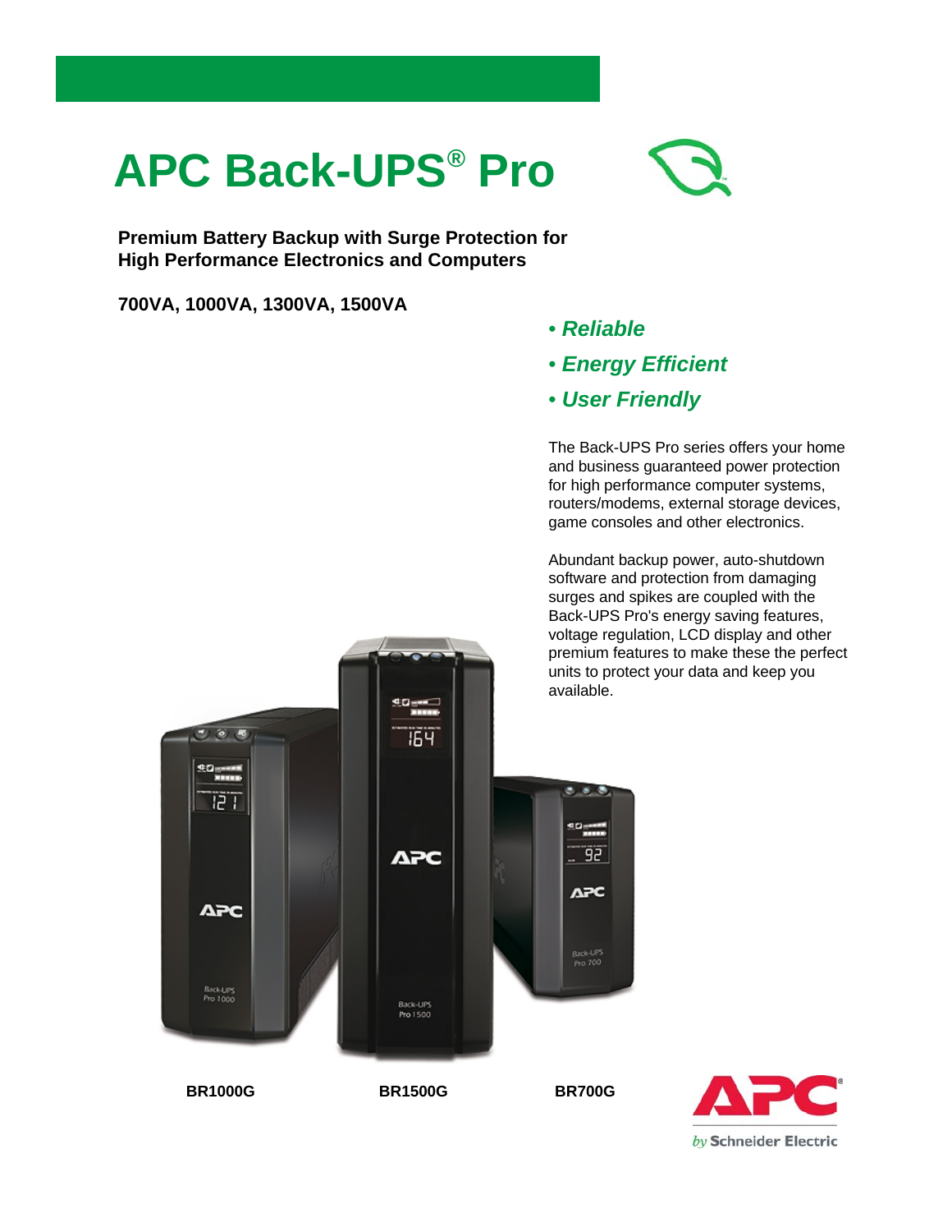# APC Back-UPS® Pro

**Premium Battery Backup with Surge Protection for High Performance Electronics and Computers**

**700VA, 1000VA, 1300VA, 1500VA**

- ***Reliable***
- ***Energy Efficient***
- ***User Friendly***

The Back-UPS Pro series offers your home and business guaranteed power protection for high performance computer systems, routers/modems, external storage devices, game consoles and other electronics.

Abundant backup power, auto-shutdown software and protection from damaging surges and spikes are coupled with the Back-UPS Pro's energy saving features, voltage regulation, LCD display and other premium features to make these the perfect units to protect your data and keep you available.

**BR1000G** **BR1500G** **BR700G**

APC by Schneider Electric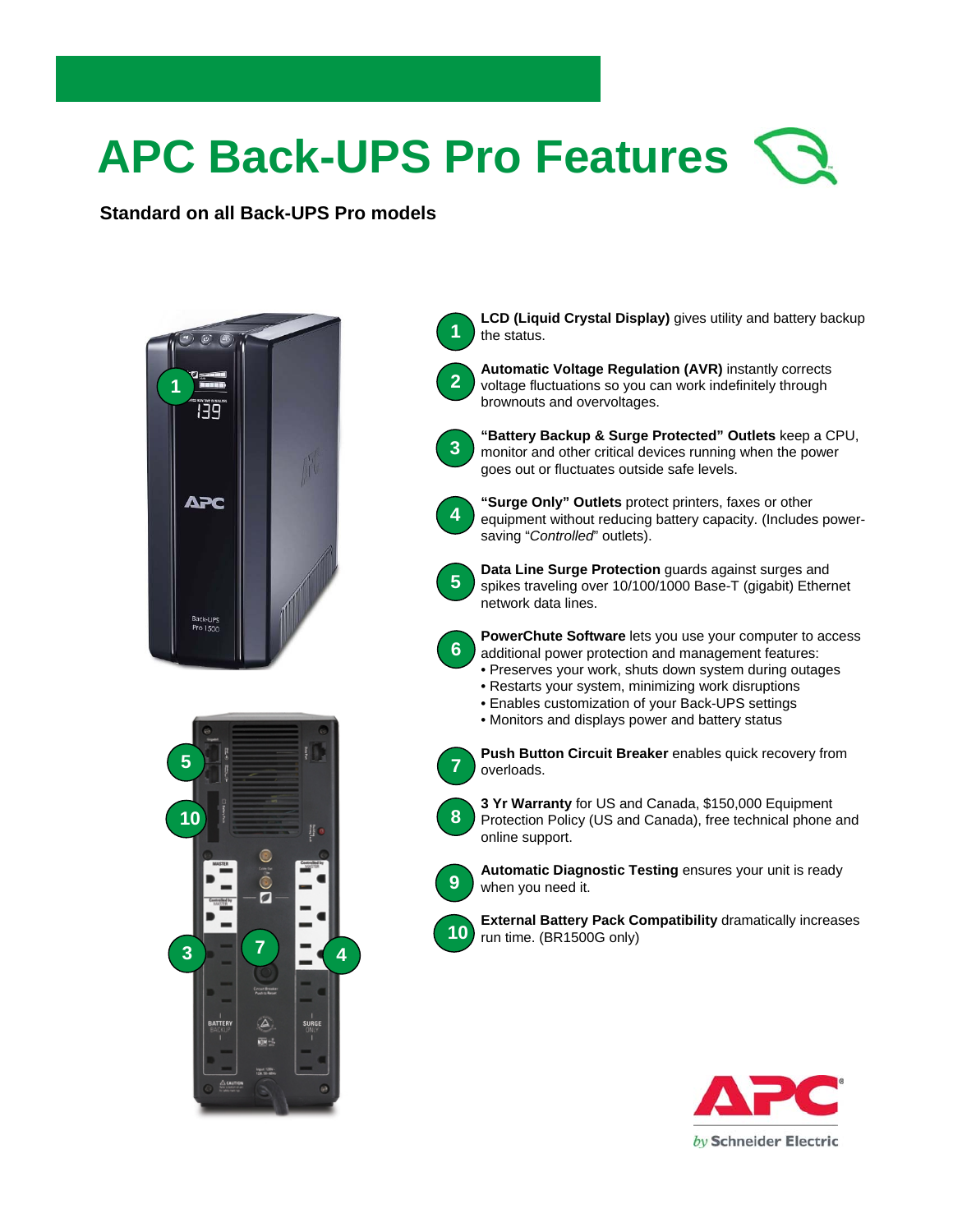# APC Back-UPS Pro Features

**Standard on all Back-UPS Pro models**

1. **LCD (Liquid Crystal Display)** gives utility and battery backup the status.
2. **Automatic Voltage Regulation (AVR)** instantly corrects voltage fluctuations so you can work indefinitely through brownouts and overvoltages.
3. **"Battery Backup & Surge Protected" Outlets** keep a CPU, monitor and other critical devices running when the power goes out or fluctuates outside safe levels.
4. **"Surge Only" Outlets** protect printers, faxes or other equipment without reducing battery capacity. (Includes power-saving "*Controlled*" outlets).
5. **Data Line Surge Protection** guards against surges and spikes traveling over 10/100/1000 Base-T (gigabit) Ethernet network data lines.
6. **PowerChute Software** lets you use your computer to access additional power protection and management features:
   - Preserves your work, shuts down system during outages
   - Restarts your system, minimizing work disruptions
   - Enables customization of your Back-UPS settings
   - Monitors and displays power and battery status
7. **Push Button Circuit Breaker** enables quick recovery from overloads.
8. **3 Yr Warranty** for US and Canada, $150,000 Equipment Protection Policy (US and Canada), free technical phone and online support.
9. **Automatic Diagnostic Testing** ensures your unit is ready when you need it.
10. **External Battery Pack Compatibility** dramatically increases run time. (BR1500G only)

APC by Schneider Electric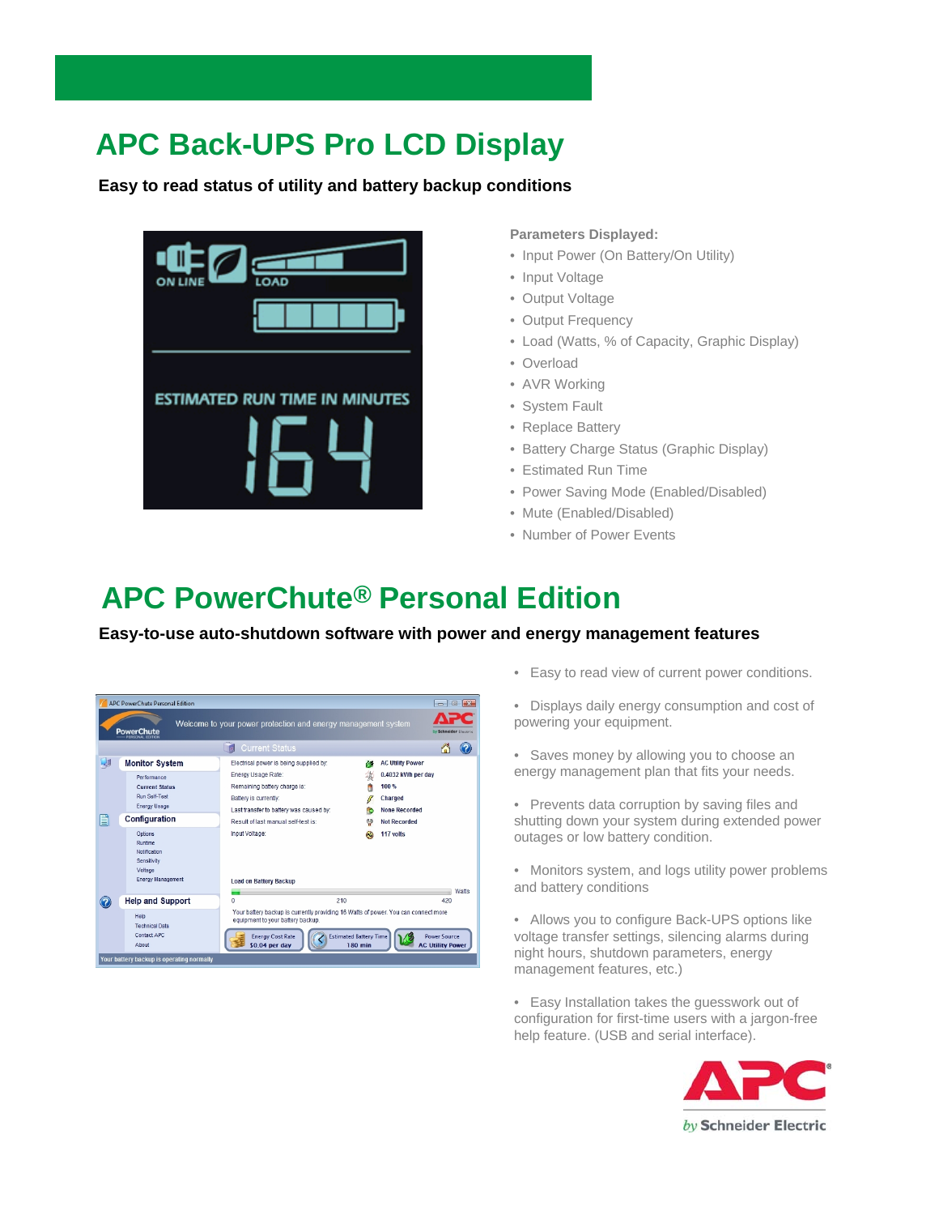# APC Back-UPS Pro LCD Display

**Easy to read status of utility and battery backup conditions**

**Parameters Displayed:**

- Input Power (On Battery/On Utility)
- Input Voltage
- Output Voltage
- Output Frequency
- Load (Watts, % of Capacity, Graphic Display)
- Overload
- AVR Working
- System Fault
- Replace Battery
- Battery Charge Status (Graphic Display)
- Estimated Run Time
- Power Saving Mode (Enabled/Disabled)
- Mute (Enabled/Disabled)
- Number of Power Events

# APC PowerChute® Personal Edition

**Easy-to-use auto-shutdown software with power and energy management features**

- Easy to read view of current power conditions.
- Displays daily energy consumption and cost of powering your equipment.
- Saves money by allowing you to choose an energy management plan that fits your needs.
- Prevents data corruption by saving files and shutting down your system during extended power outages or low battery condition.
- Monitors system, and logs utility power problems and battery conditions
- Allows you to configure Back-UPS options like voltage transfer settings, silencing alarms during night hours, shutdown parameters, energy management features, etc.)
- Easy Installation takes the guesswork out of configuration for first-time users with a jargon-free help feature. (USB and serial interface).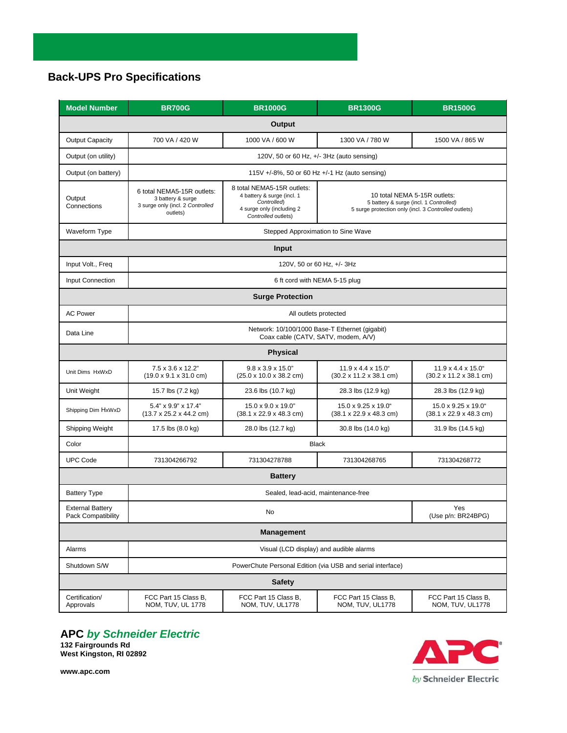## Back-UPS Pro Specifications

| Model Number | BR700G | BR1000G | BR1300G | BR1500G |
|---|---|---|---|---|
| **Output** | | | | |
| Output Capacity | 700 VA / 420 W | 1000 VA / 600 W | 1300 VA / 780 W | 1500 VA / 865 W |
| Output (on utility) | 120V, 50 or 60 Hz, +/- 3Hz (auto sensing) | | | |
| Output (on battery) | 115V +/-8%, 50 or 60 Hz +/-1 Hz (auto sensing) | | | |
| Output Connections | 6 total NEMA5-15R outlets: 3 battery & surge 3 surge only (incl. 2 *Controlled* outlets) | 8 total NEMA5-15R outlets: 4 battery & surge (incl. 1 *Controlled*) 4 surge only (including 2 *Controlled* outlets) | 10 total NEMA 5-15R outlets: 5 battery & surge (incl. 1 *Controlled*) 5 surge protection only (incl. 3 *Controlled* outlets) | |
| Waveform Type | Stepped Approximation to Sine Wave | | | |
| **Input** | | | | |
| Input Volt., Freq | 120V, 50 or 60 Hz, +/- 3Hz | | | |
| Input Connection | 6 ft cord with NEMA 5-15 plug | | | |
| **Surge Protection** | | | | |
| AC Power | All outlets protected | | | |
| Data Line | Network: 10/100/1000 Base-T Ethernet (gigabit) Coax cable (CATV, SATV, modem, A/V) | | | |
| **Physical** | | | | |
| Unit Dims HxWxD | 7.5 x 3.6 x 12.2" (19.0 x 9.1 x 31.0 cm) | 9.8 x 3.9 x 15.0" (25.0 x 10.0 x 38.2 cm) | 11.9 x 4.4 x 15.0" (30.2 x 11.2 x 38.1 cm) | 11.9 x 4.4 x 15.0" (30.2 x 11.2 x 38.1 cm) |
| Unit Weight | 15.7 lbs (7.2 kg) | 23.6 lbs (10.7 kg) | 28.3 lbs (12.9 kg) | 28.3 lbs (12.9 kg) |
| Shipping Dim HxWxD | 5.4" x 9.9" x 17.4" (13.7 x 25.2 x 44.2 cm) | 15.0 x 9.0 x 19.0" (38.1 x 22.9 x 48.3 cm) | 15.0 x 9.25 x 19.0" (38.1 x 22.9 x 48.3 cm) | 15.0 x 9.25 x 19.0" (38.1 x 22.9 x 48.3 cm) |
| Shipping Weight | 17.5 lbs (8.0 kg) | 28.0 lbs (12.7 kg) | 30.8 lbs (14.0 kg) | 31.9 lbs (14.5 kg) |
| Color | Black | | | |
| UPC Code | 731304266792 | 731304278788 | 731304268765 | 731304268772 |
| **Battery** | | | | |
| Battery Type | Sealed, lead-acid, maintenance-free | | | |
| External Battery Pack Compatibility | No | | | Yes (Use p/n: BR24BPG) |
| **Management** | | | | |
| Alarms | Visual (LCD display) and audible alarms | | | |
| Shutdown S/W | PowerChute Personal Edition (via USB and serial interface) | | | |
| **Safety** | | | | |
| Certification/ Approvals | FCC Part 15 Class B, NOM, TUV, UL 1778 | FCC Part 15 Class B, NOM, TUV, UL1778 | FCC Part 15 Class B, NOM, TUV, UL1778 | FCC Part 15 Class B, NOM, TUV, UL1778 |

**APC** ***by Schneider Electric***
**132 Fairgrounds Rd**
**West Kingston, RI 02892**

**www.apc.com**

APC by Schneider Electric